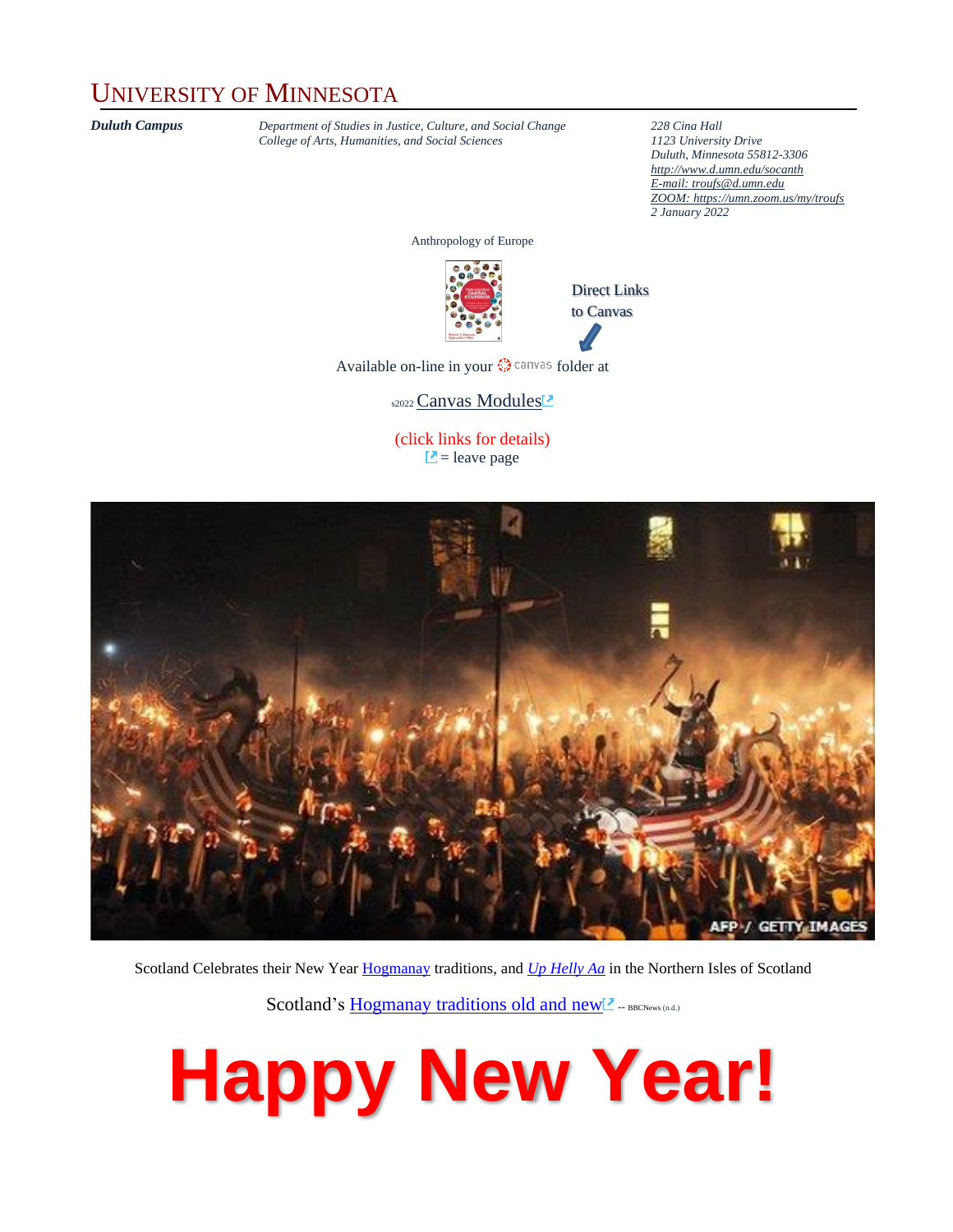# UNIVERSITY OF MINNESOTA

***Duluth Campus***

*Department of Studies in Justice, Culture, and Social Change*
*College of Arts, Humanities, and Social Sciences*

*228 Cina Hall*
*1123 University Drive*
*Duluth, Minnesota 55812-3306*
*http://www.d.umn.edu/socanth*
*E-mail: troufs@d.umn.edu*
*ZOOM: https://umn.zoom.us/my/troufs*
*2 January 2022*

Anthropology of Europe

Direct Links to Canvas

Available on-line in your canvas folder at

s2022 Canvas Modules

(click links for details)

= leave page

Scotland Celebrates their New Year Hogmanay traditions, and *Up Helly Aa* in the Northern Isles of Scotland

Scotland's Hogmanay traditions old and new -- BBCNews (n.d.)

# Happy New Year!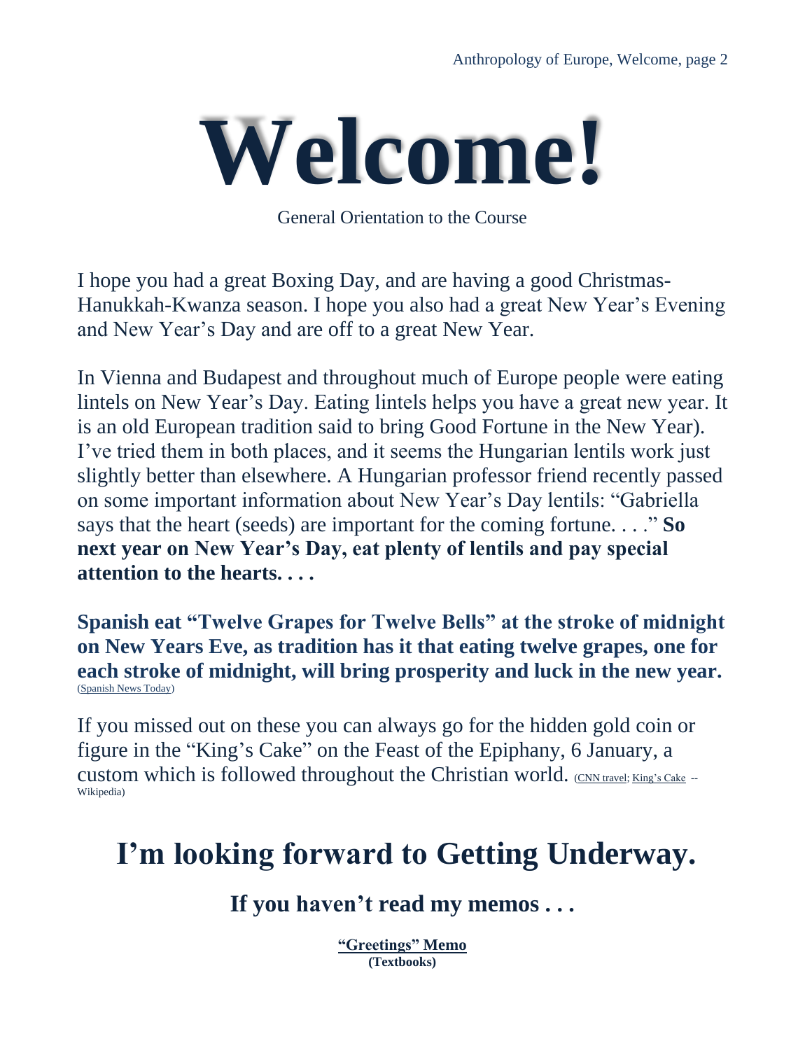# Welcome!

General Orientation to the Course

I hope you had a great Boxing Day, and are having a good Christmas-Hanukkah-Kwanza season. I hope you also had a great New Year's Evening and New Year's Day and are off to a great New Year.

In Vienna and Budapest and throughout much of Europe people were eating lintels on New Year's Day. Eating lintels helps you have a great new year. It is an old European tradition said to bring Good Fortune in the New Year). I've tried them in both places, and it seems the Hungarian lentils work just slightly better than elsewhere. A Hungarian professor friend recently passed on some important information about New Year's Day lentils: "Gabriella says that the heart (seeds) are important for the coming fortune. . . ." **So next year on New Year's Day, eat plenty of lentils and pay special attention to the hearts. . . .**

**Spanish eat "Twelve Grapes for Twelve Bells" at the stroke of midnight on New Years Eve, as tradition has it that eating twelve grapes, one for each stroke of midnight, will bring prosperity and luck in the new year.** (Spanish News Today)

If you missed out on these you can always go for the hidden gold coin or figure in the "King's Cake" on the Feast of the Epiphany, 6 January, a custom which is followed throughout the Christian world. (CNN travel; King's Cake -- Wikipedia)

## I'm looking forward to Getting Underway.

### If you haven't read my memos . . .

**"Greetings" Memo**
**(Textbooks)**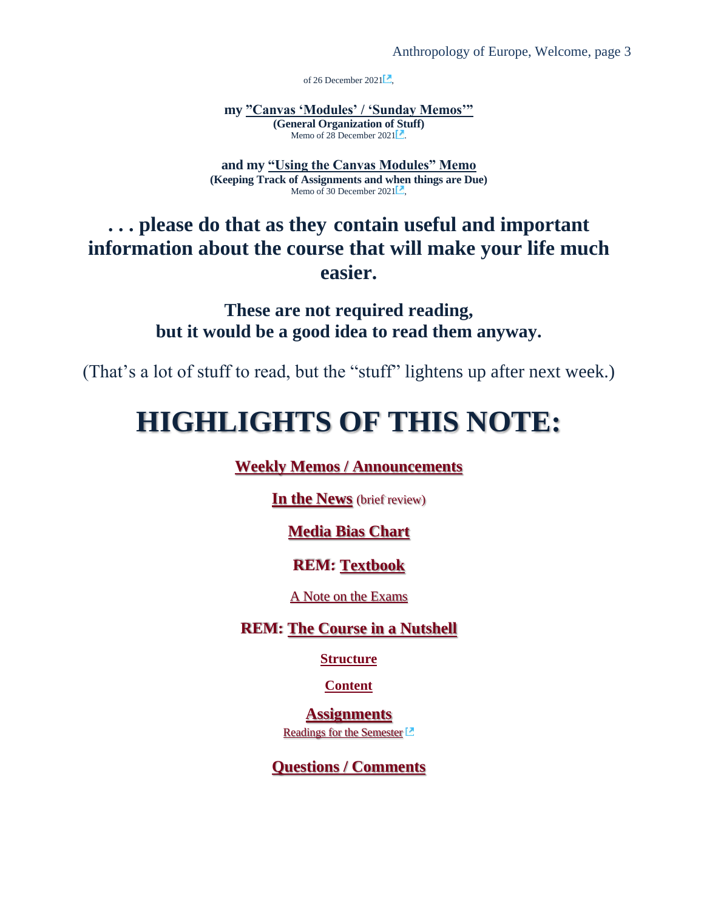of 26 December 2021,

**my "Canvas 'Modules' / 'Sunday Memos'"**
**(General Organization of Stuff)**
Memo of 28 December 2021.

**and my "Using the Canvas Modules" Memo**
**(Keeping Track of Assignments and when things are Due)**
Memo of 30 December 2021,

## . . . please do that as they contain useful and important information about the course that will make your life much easier.

### These are not required reading, but it would be a good idea to read them anyway.

(That's a lot of stuff to read, but the "stuff" lightens up after next week.)

# HIGHLIGHTS OF THIS NOTE:

**Weekly Memos / Announcements**

**In the News** (brief review)

**Media Bias Chart**

**REM: Textbook**

A Note on the Exams

**REM: The Course in a Nutshell**

**Structure**

**Content**

**Assignments**

Readings for the Semester

**Questions / Comments**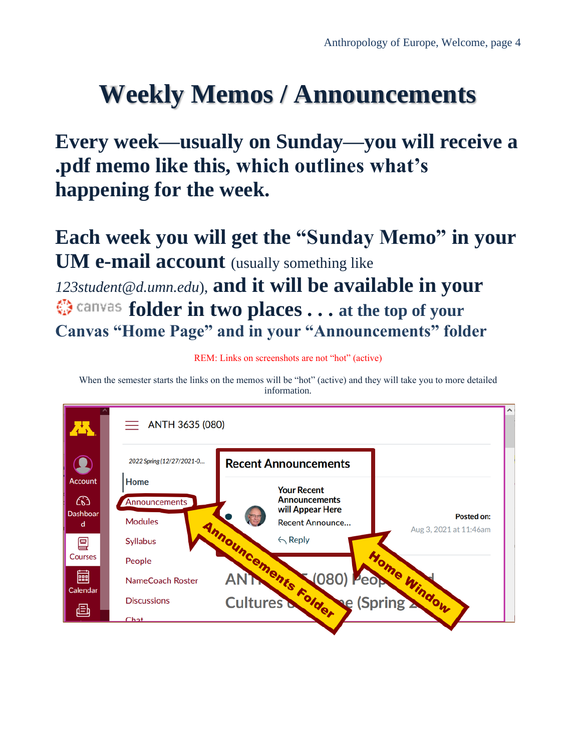# Weekly Memos / Announcements

**Every week—usually on Sunday—you will receive a .pdf memo like this, which outlines what's happening for the week.**

**Each week you will get the "Sunday Memo" in your UM e-mail account** (usually something like *123student@d.umn.edu*), **and it will be available in your canvas folder in two places . . . at the top of your Canvas "Home Page" and in your "Announcements" folder**

REM: Links on screenshots are not "hot" (active)

When the semester starts the links on the memos will be "hot" (active) and they will take you to more detailed information.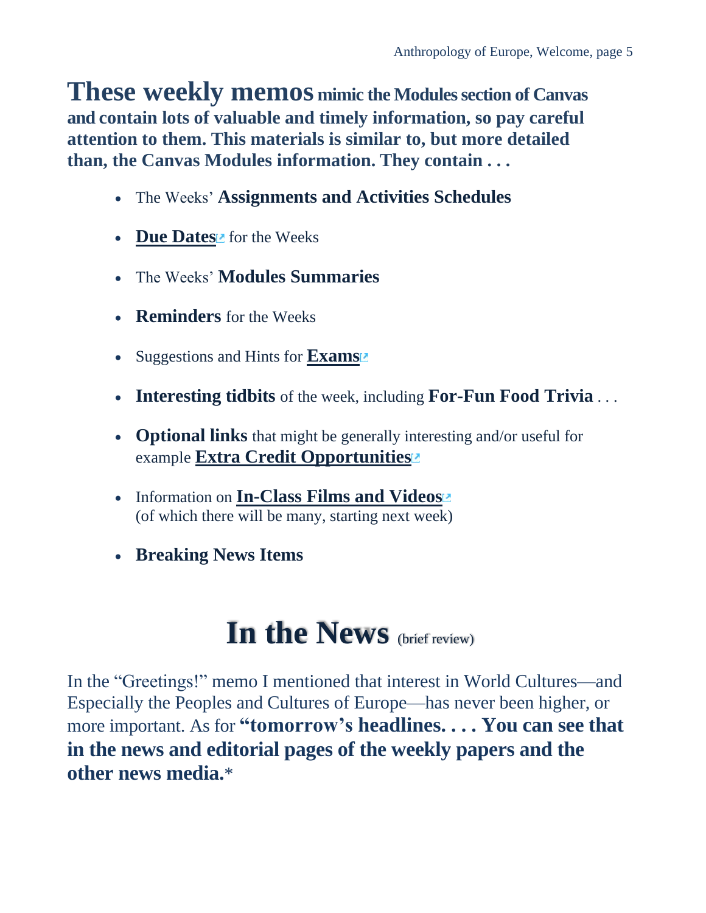**These weekly memos mimic the Modules section of Canvas and contain lots of valuable and timely information, so pay careful attention to them. This materials is similar to, but more detailed than, the Canvas Modules information. They contain . . .**

- The Weeks' **Assignments and Activities Schedules**
- **Due Dates** for the Weeks
- The Weeks' **Modules Summaries**
- **Reminders** for the Weeks
- Suggestions and Hints for **Exams**
- **Interesting tidbits** of the week, including **For-Fun Food Trivia** . . .
- **Optional links** that might be generally interesting and/or useful for example **Extra Credit Opportunities**
- Information on **In-Class Films and Videos** (of which there will be many, starting next week)
- **Breaking News Items**

# In the News (brief review)

In the "Greetings!" memo I mentioned that interest in World Cultures—and Especially the Peoples and Cultures of Europe—has never been higher, or more important. As for **"tomorrow's headlines. . . . You can see that in the news and editorial pages of the weekly papers and the other news media.***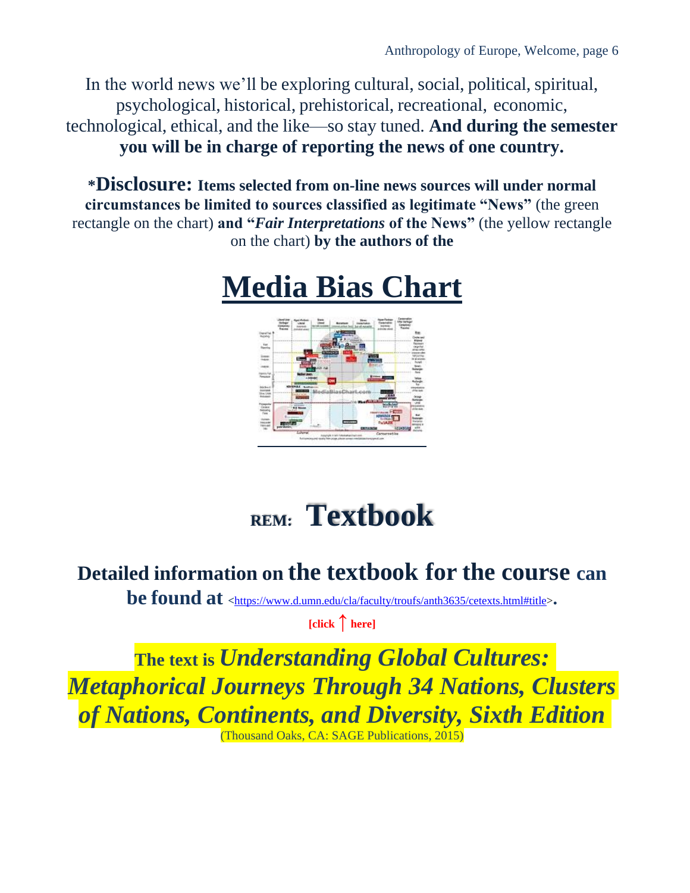In the world news we'll be exploring cultural, social, political, spiritual, psychological, historical, prehistorical, recreational, economic, technological, ethical, and the like—so stay tuned. **And during the semester you will be in charge of reporting the news of one country.**

***Disclosure: Items selected from on-line news sources will under normal circumstances be limited to sources classified as legitimate "News"** (the green rectangle on the chart) **and "*Fair Interpretations* of the News"** (the yellow rectangle on the chart) **by the authors of the**

# Media Bias Chart

# REM: Textbook

**Detailed information on the textbook for the course can be found at** <https://www.d.umn.edu/cla/faculty/troufs/anth3635/cetexts.html#title>**.**

**[click ↑ here]**

**The text is** ***Understanding Global Cultures: Metaphorical Journeys Through 34 Nations, Clusters of Nations, Continents, and Diversity, Sixth Edition***
(Thousand Oaks, CA: SAGE Publications, 2015)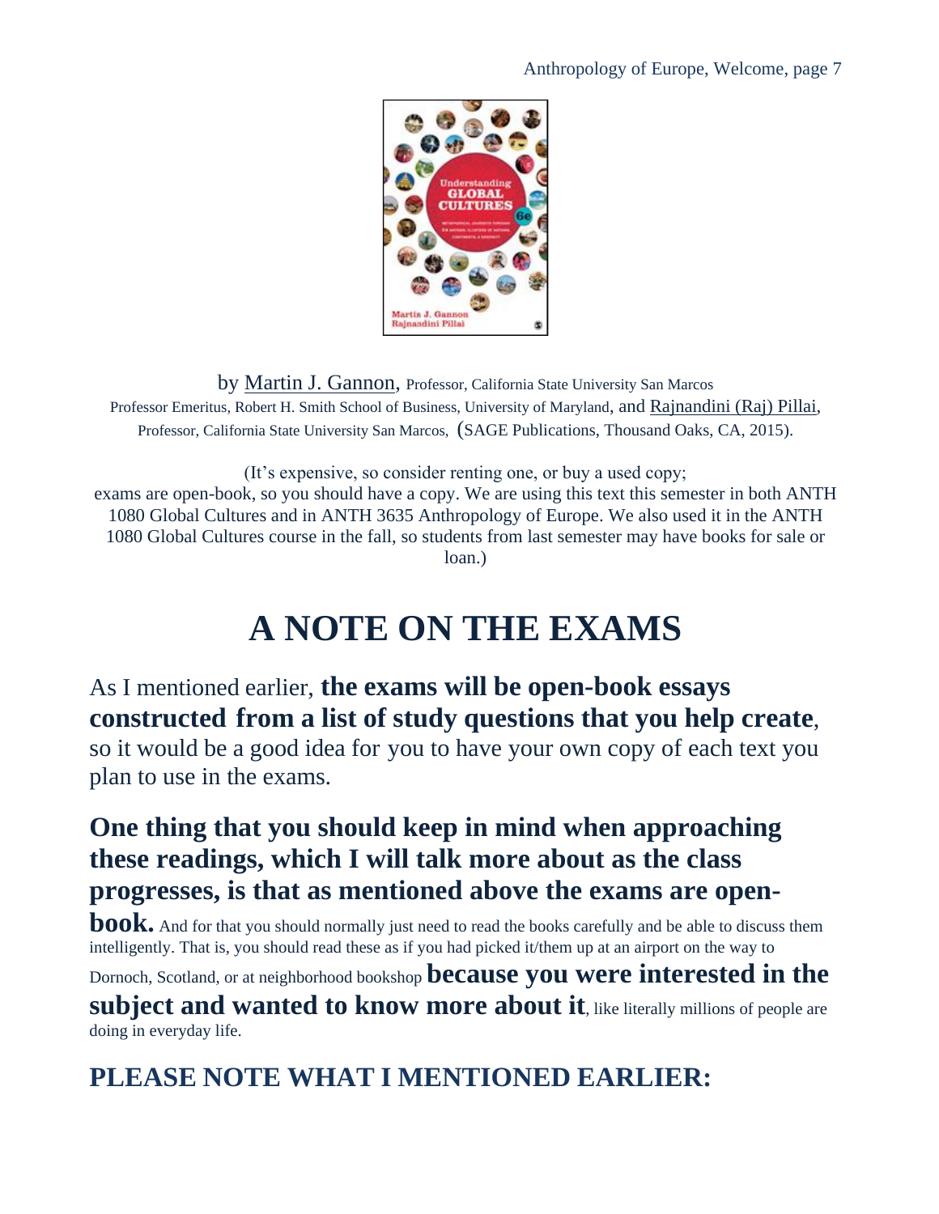by Martin J. Gannon, Professor, California State University San Marcos
Professor Emeritus, Robert H. Smith School of Business, University of Maryland, and Rajnandini (Raj) Pillai, Professor, California State University San Marcos, (SAGE Publications, Thousand Oaks, CA, 2015).

(It's expensive, so consider renting one, or buy a used copy; exams are open-book, so you should have a copy. We are using this text this semester in both ANTH 1080 Global Cultures and in ANTH 3635 Anthropology of Europe. We also used it in the ANTH 1080 Global Cultures course in the fall, so students from last semester may have books for sale or loan.)

# A NOTE ON THE EXAMS

As I mentioned earlier, **the exams will be open-book essays constructed from a list of study questions that you help create**, so it would be a good idea for you to have your own copy of each text you plan to use in the exams.

**One thing that you should keep in mind when approaching these readings, which I will talk more about as the class progresses, is that as mentioned above the exams are open-book.** And for that you should normally just need to read the books carefully and be able to discuss them intelligently. That is, you should read these as if you had picked it/them up at an airport on the way to Dornoch, Scotland, or at neighborhood bookshop **because you were interested in the subject and wanted to know more about it**, like literally millions of people are doing in everyday life.

## PLEASE NOTE WHAT I MENTIONED EARLIER: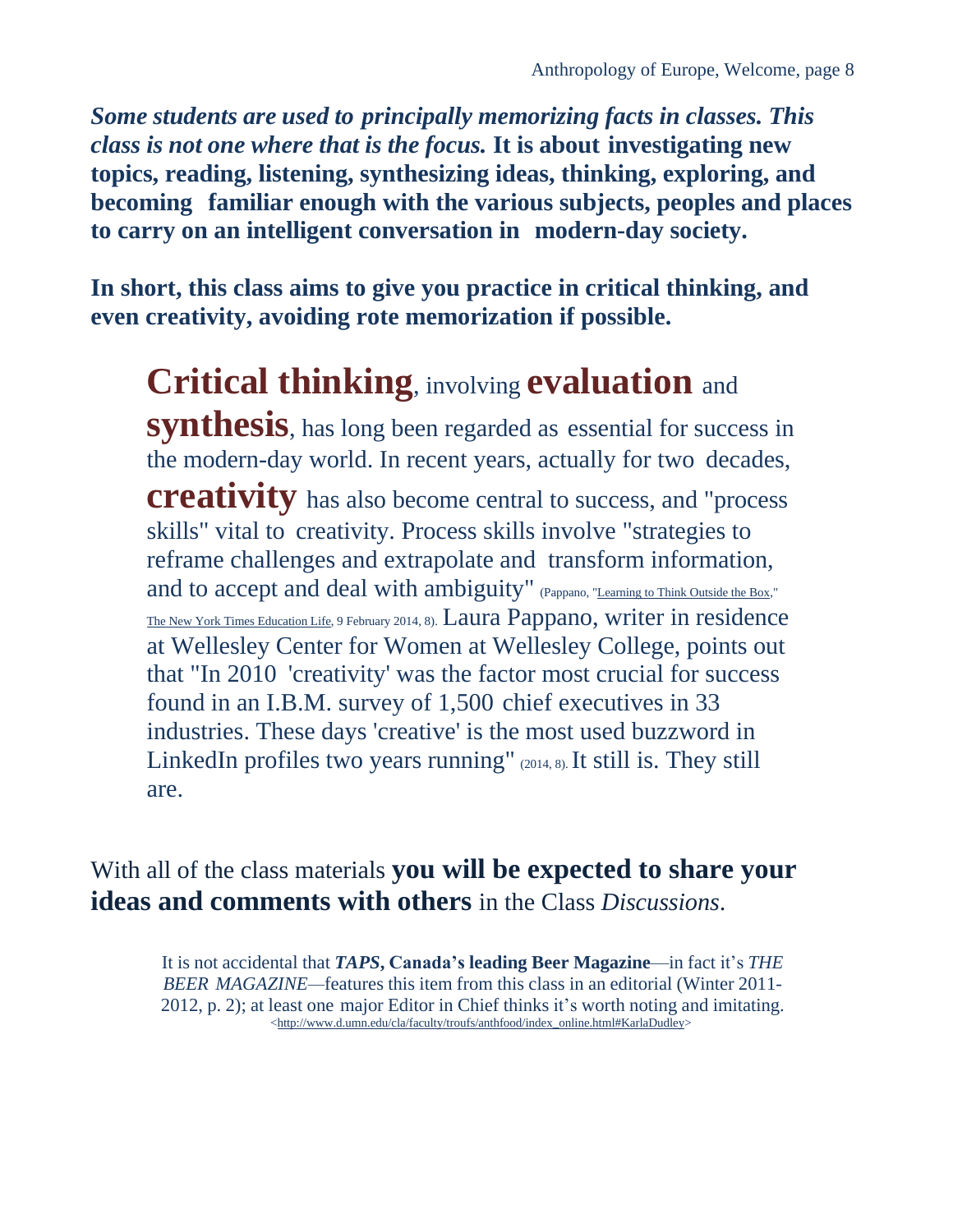***Some students are used to principally memorizing facts in classes. This class is not one where that is the focus.*** **It is about investigating new topics, reading, listening, synthesizing ideas, thinking, exploring, and becoming familiar enough with the various subjects, peoples and places to carry on an intelligent conversation in modern-day society.**

**In short, this class aims to give you practice in critical thinking, and even creativity, avoiding rote memorization if possible.**

> **Critical thinking**, involving **evaluation** and **synthesis**, has long been regarded as essential for success in the modern-day world. In recent years, actually for two decades, **creativity** has also become central to success, and "process skills" vital to creativity. Process skills involve "strategies to reframe challenges and extrapolate and transform information, and to accept and deal with ambiguity" (Pappano, "Learning to Think Outside the Box," The New York Times Education Life, 9 February 2014, 8). Laura Pappano, writer in residence at Wellesley Center for Women at Wellesley College, points out that "In 2010 'creativity' was the factor most crucial for success found in an I.B.M. survey of 1,500 chief executives in 33 industries. These days 'creative' is the most used buzzword in LinkedIn profiles two years running" (2014, 8). It still is. They still are.

With all of the class materials **you will be expected to share your ideas and comments with others** in the Class *Discussions*.

It is not accidental that ***TAPS*, Canada's leading Beer Magazine**—in fact it's *THE BEER MAGAZINE*—features this item from this class in an editorial (Winter 2011-2012, p. 2); at least one major Editor in Chief thinks it's worth noting and imitating.
<http://www.d.umn.edu/cla/faculty/troufs/anthfood/index_online.html#KarlaDudley>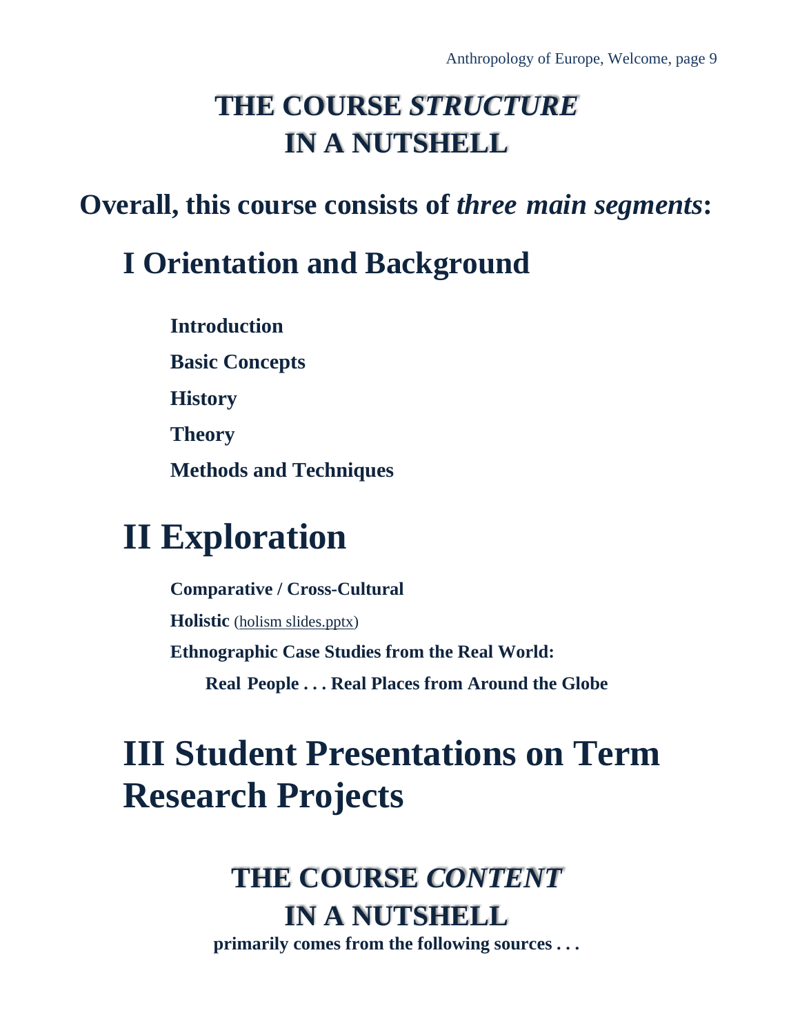# THE COURSE *STRUCTURE* IN A NUTSHELL

## Overall, this course consists of *three main segments*:

## I Orientation and Background

**Introduction**

**Basic Concepts**

**History**

**Theory**

**Methods and Techniques**

## II Exploration

**Comparative / Cross-Cultural**

**Holistic** (holism slides.pptx)

**Ethnographic Case Studies from the Real World:**

**Real People . . . Real Places from Around the Globe**

## III Student Presentations on Term Research Projects

# THE COURSE *CONTENT* IN A NUTSHELL

**primarily comes from the following sources . . .**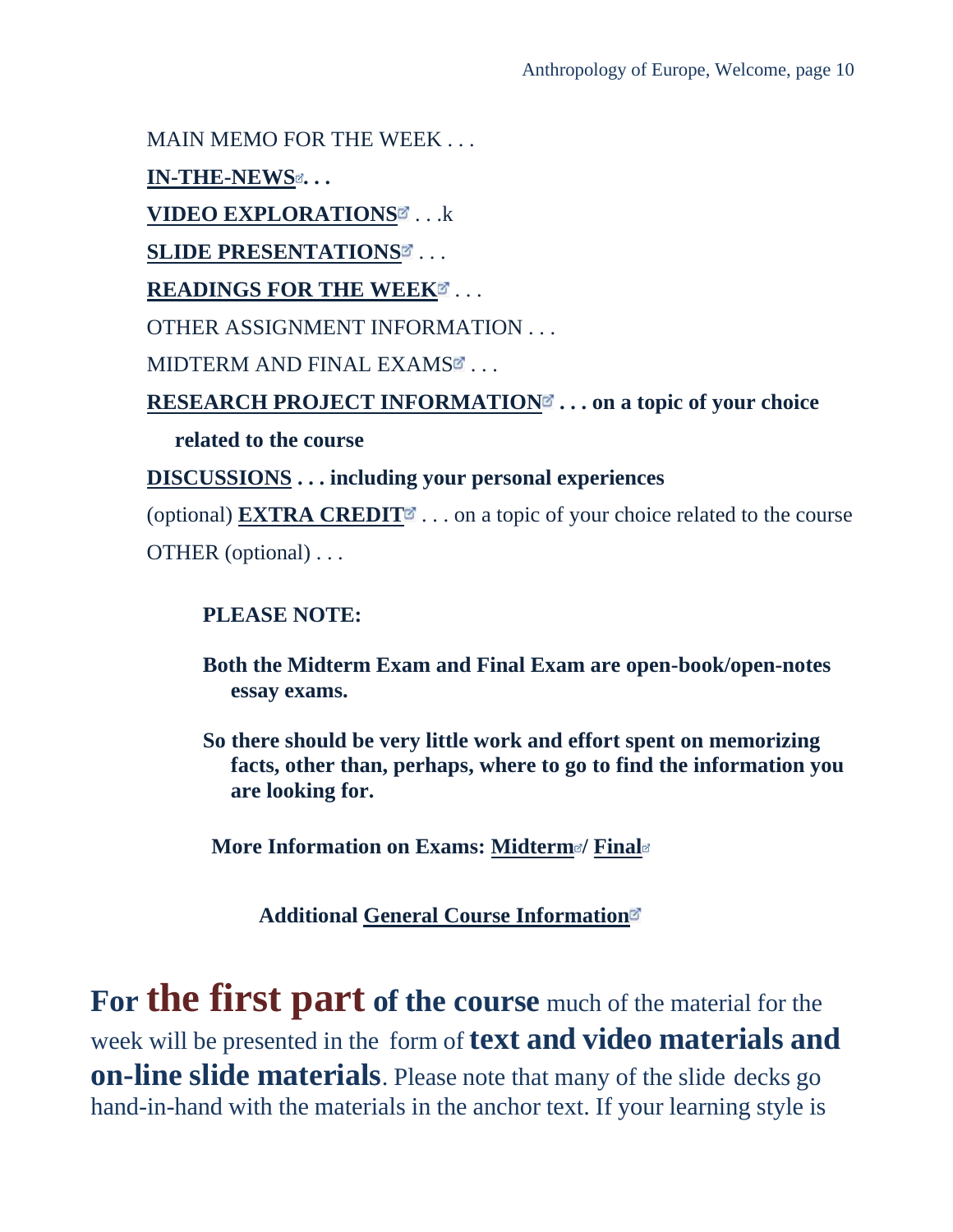MAIN MEMO FOR THE WEEK . . .

**IN-THE-NEWS. . .**

**VIDEO EXPLORATIONS** . . .k

**SLIDE PRESENTATIONS** . . .

**READINGS FOR THE WEEK** . . .

OTHER ASSIGNMENT INFORMATION . . .

MIDTERM AND FINAL EXAMS . . .

**RESEARCH PROJECT INFORMATION . . . on a topic of your choice related to the course**

**DISCUSSIONS . . . including your personal experiences**

(optional) **EXTRA CREDIT** . . . on a topic of your choice related to the course

OTHER (optional) . . .

**PLEASE NOTE:**

**Both the Midterm Exam and Final Exam are open-book/open-notes essay exams.**

**So there should be very little work and effort spent on memorizing facts, other than, perhaps, where to go to find the information you are looking for.**

**More Information on Exams: Midterm/ Final**

**Additional General Course Information**

**For the first part of the course** much of the material for the week will be presented in the form of **text and video materials and on-line slide materials**. Please note that many of the slide decks go hand-in-hand with the materials in the anchor text. If your learning style is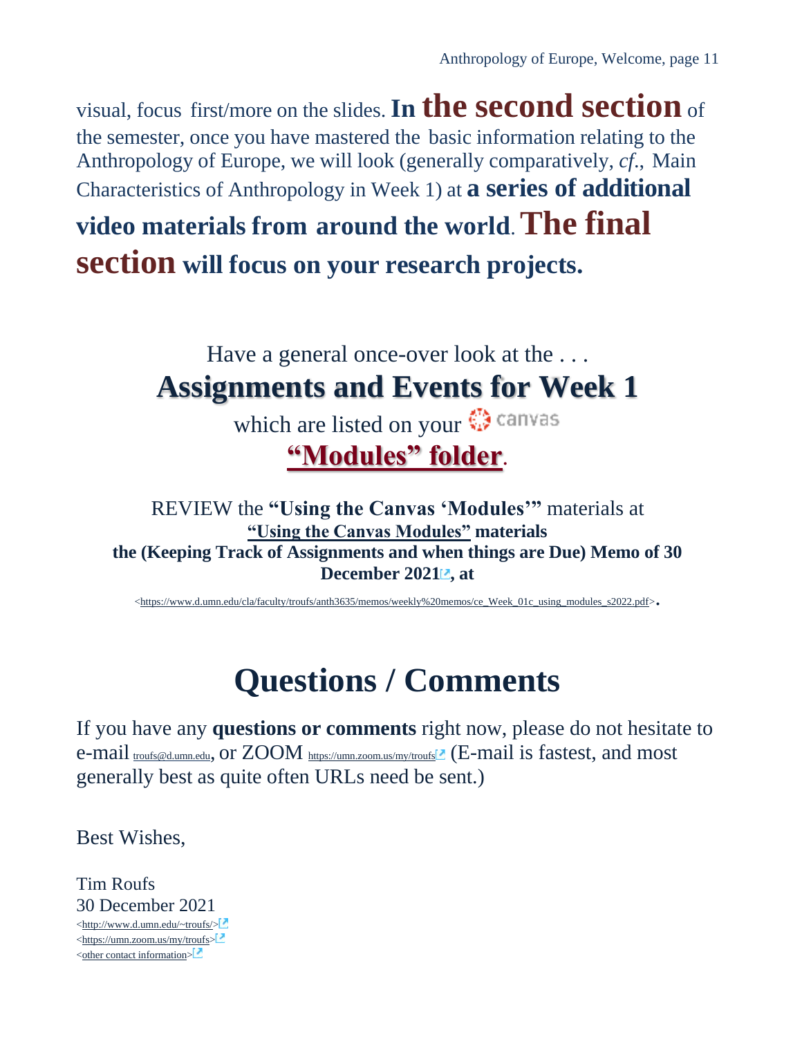visual, focus first/more on the slides. **In the second section** of the semester, once you have mastered the basic information relating to the Anthropology of Europe, we will look (generally comparatively, *cf*., Main Characteristics of Anthropology in Week 1) at **a series of additional video materials from around the world**. **The final section will focus on your research projects.**

Have a general once-over look at the . . .

## Assignments and Events for Week 1

which are listed on your canvas

**"Modules" folder**.

REVIEW the **"Using the Canvas 'Modules'"** materials at **"Using the Canvas Modules" materials the (Keeping Track of Assignments and when things are Due) Memo of 30 December 2021, at**

<https://www.d.umn.edu/cla/faculty/troufs/anth3635/memos/weekly%20memos/ce_Week_01c_using_modules_s2022.pdf>.

# Questions / Comments

If you have any **questions or comments** right now, please do not hesitate to e-mail troufs@d.umn.edu, or ZOOM https://umn.zoom.us/my/troufs (E-mail is fastest, and most generally best as quite often URLs need be sent.)

Best Wishes,

Tim Roufs
30 December 2021
<http://www.d.umn.edu/~troufs/>
<https://umn.zoom.us/my/troufs>
<other contact information>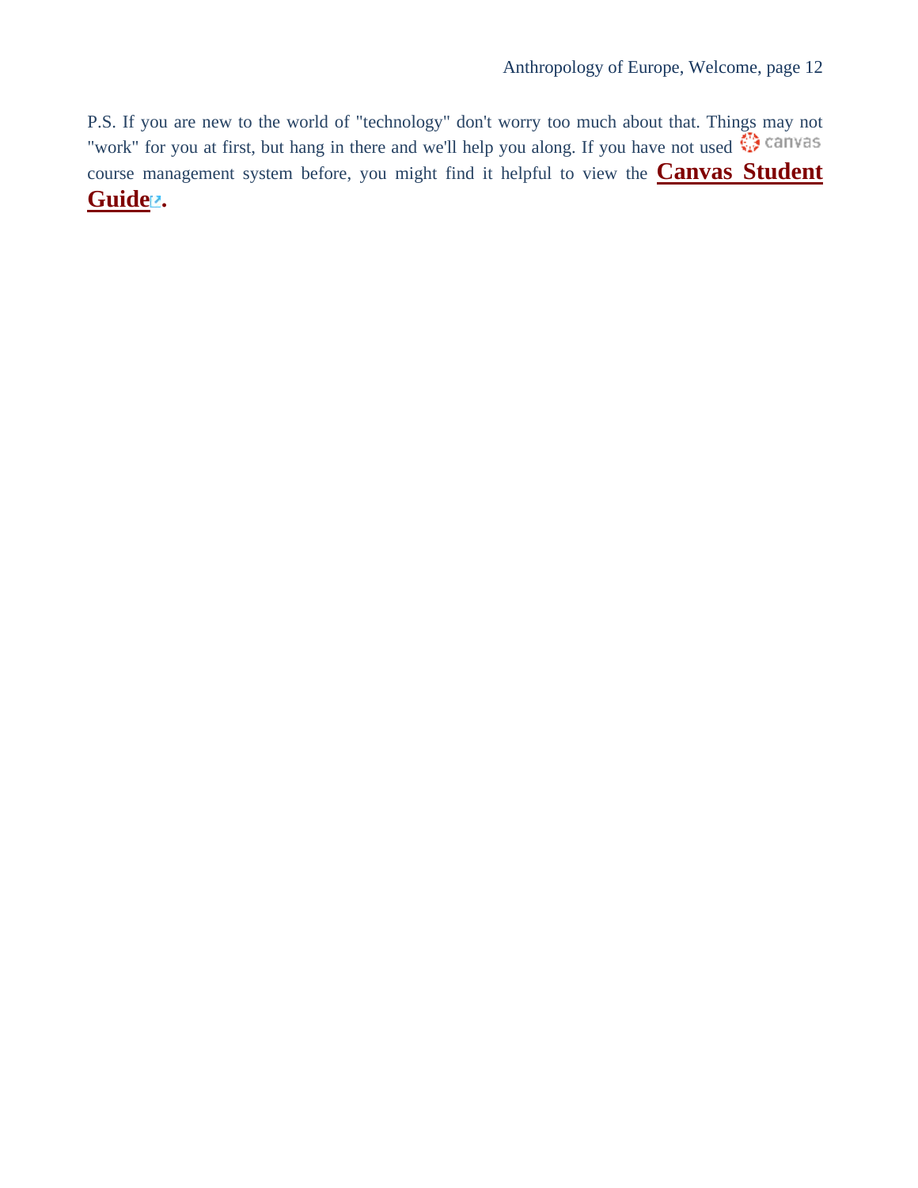P.S. If you are new to the world of "technology" don't worry too much about that. Things may not "work" for you at first, but hang in there and we'll help you along. If you have not used canvas course management system before, you might find it helpful to view the **Canvas Student Guide**.